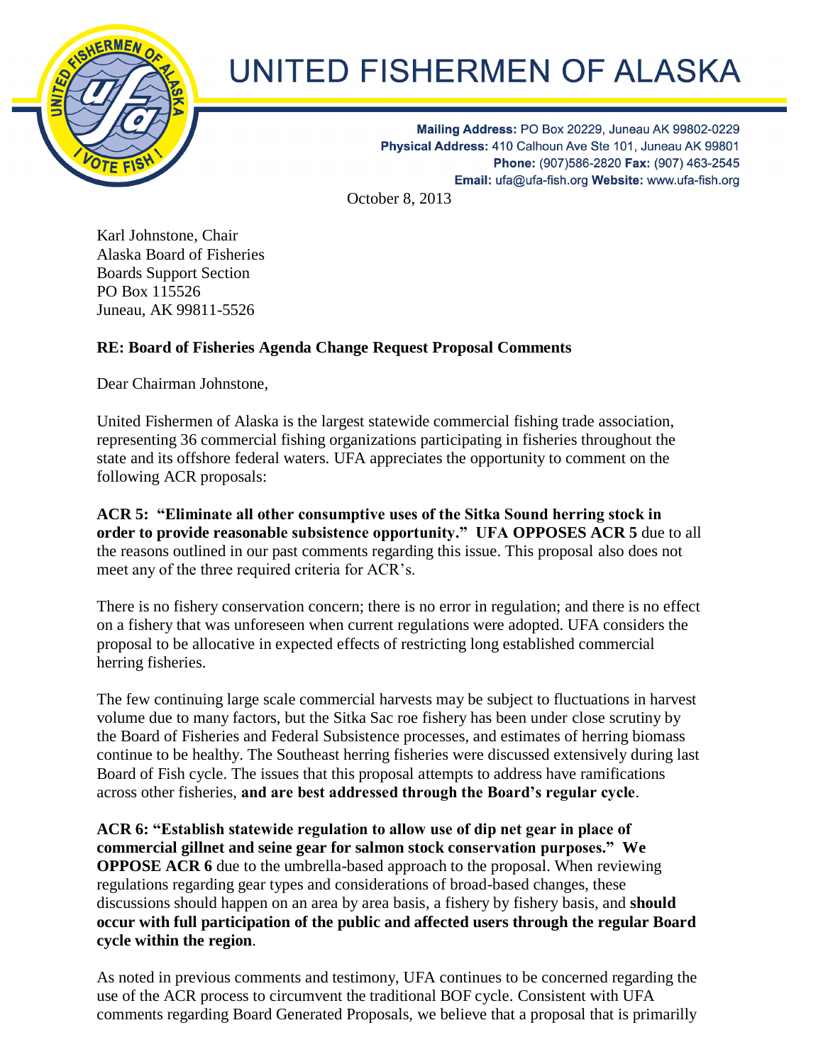# UNITED FISHERMEN OF ALASKA

**Mailing Address:** PO Box 20229, Juneau AK 99802-0229
**Physical Address:** 410 Calhoun Ave Ste 101, Juneau AK 99801
**Phone:** (907)586-2820 **Fax:** (907) 463-2545
**Email:** ufa@ufa-fish.org **Website:** www.ufa-fish.org

October 8, 2013

Karl Johnstone, Chair
Alaska Board of Fisheries
Boards Support Section
PO Box 115526
Juneau, AK 99811-5526

**RE: Board of Fisheries Agenda Change Request Proposal Comments**

Dear Chairman Johnstone,

United Fishermen of Alaska is the largest statewide commercial fishing trade association, representing 36 commercial fishing organizations participating in fisheries throughout the state and its offshore federal waters. UFA appreciates the opportunity to comment on the following ACR proposals:

**ACR 5: "Eliminate all other consumptive uses of the Sitka Sound herring stock in order to provide reasonable subsistence opportunity." UFA OPPOSES ACR 5** due to all the reasons outlined in our past comments regarding this issue. This proposal also does not meet any of the three required criteria for ACR's.

There is no fishery conservation concern; there is no error in regulation; and there is no effect on a fishery that was unforeseen when current regulations were adopted. UFA considers the proposal to be allocative in expected effects of restricting long established commercial herring fisheries.

The few continuing large scale commercial harvests may be subject to fluctuations in harvest volume due to many factors, but the Sitka Sac roe fishery has been under close scrutiny by the Board of Fisheries and Federal Subsistence processes, and estimates of herring biomass continue to be healthy. The Southeast herring fisheries were discussed extensively during last Board of Fish cycle. The issues that this proposal attempts to address have ramifications across other fisheries, **and are best addressed through the Board's regular cycle**.

**ACR 6: "Establish statewide regulation to allow use of dip net gear in place of commercial gillnet and seine gear for salmon stock conservation purposes." We OPPOSE ACR 6** due to the umbrella-based approach to the proposal. When reviewing regulations regarding gear types and considerations of broad-based changes, these discussions should happen on an area by area basis, a fishery by fishery basis, and **should occur with full participation of the public and affected users through the regular Board cycle within the region**.

As noted in previous comments and testimony, UFA continues to be concerned regarding the use of the ACR process to circumvent the traditional BOF cycle. Consistent with UFA comments regarding Board Generated Proposals, we believe that a proposal that is primarilly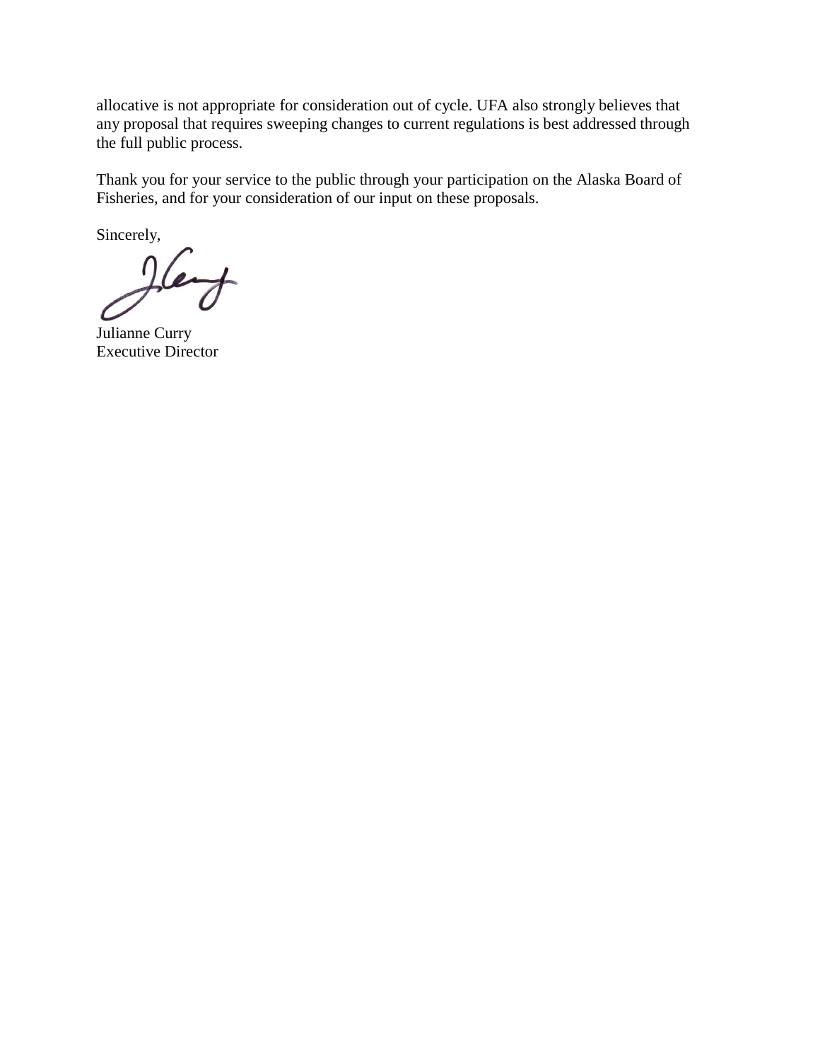allocative is not appropriate for consideration out of cycle. UFA also strongly believes that any proposal that requires sweeping changes to current regulations is best addressed through the full public process.

Thank you for your service to the public through your participation on the Alaska Board of Fisheries, and for your consideration of our input on these proposals.

Sincerely,

Julianne Curry
Executive Director